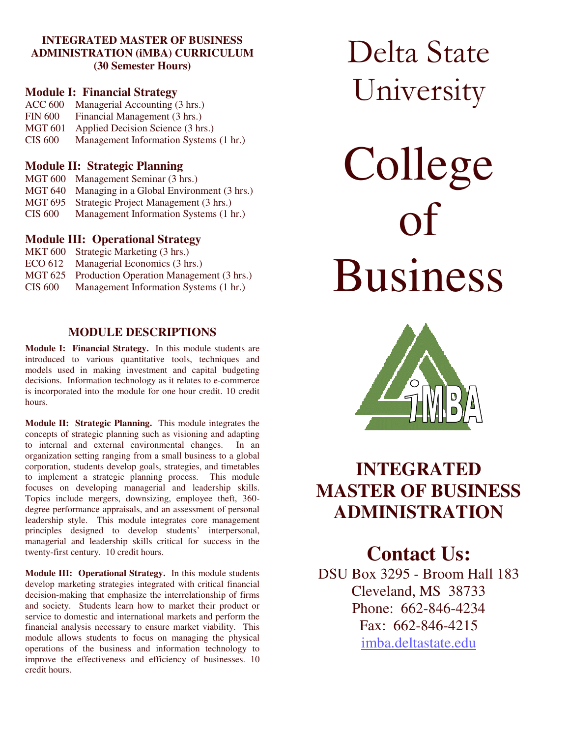**INTEGRATED MASTER OF BUSINESS ADMINISTRATION (iMBA) CURRICULUM (30 Semester Hours)**

### Module I: Financial Strategy

ACC 600 Managerial Accounting (3 hrs.)
FIN 600 Financial Management (3 hrs.)
MGT 601 Applied Decision Science (3 hrs.)
CIS 600 Management Information Systems (1 hr.)

### Module II: Strategic Planning

MGT 600 Management Seminar (3 hrs.)
MGT 640 Managing in a Global Environment (3 hrs.)
MGT 695 Strategic Project Management (3 hrs.)
CIS 600 Management Information Systems (1 hr.)

### Module III: Operational Strategy

MKT 600 Strategic Marketing (3 hrs.)
ECO 612 Managerial Economics (3 hrs.)
MGT 625 Production Operation Management (3 hrs.)
CIS 600 Management Information Systems (1 hr.)

## MODULE DESCRIPTIONS

**Module I: Financial Strategy.** In this module students are introduced to various quantitative tools, techniques and models used in making investment and capital budgeting decisions. Information technology as it relates to e-commerce is incorporated into the module for one hour credit. 10 credit hours.

**Module II: Strategic Planning.** This module integrates the concepts of strategic planning such as visioning and adapting to internal and external environmental changes. In an organization setting ranging from a small business to a global corporation, students develop goals, strategies, and timetables to implement a strategic planning process. This module focuses on developing managerial and leadership skills. Topics include mergers, downsizing, employee theft, 360-degree performance appraisals, and an assessment of personal leadership style. This module integrates core management principles designed to develop students' interpersonal, managerial and leadership skills critical for success in the twenty-first century. 10 credit hours.

**Module III: Operational Strategy.** In this module students develop marketing strategies integrated with critical financial decision-making that emphasize the interrelationship of firms and society. Students learn how to market their product or service to domestic and international markets and perform the financial analysis necessary to ensure market viability. This module allows students to focus on managing the physical operations of the business and information technology to improve the effectiveness and efficiency of businesses. 10 credit hours.

# Delta State University

# College of Business

iMBA

# INTEGRATED MASTER OF BUSINESS ADMINISTRATION

## Contact Us:

DSU Box 3295 - Broom Hall 183
Cleveland, MS 38733
Phone: 662-846-4234
Fax: 662-846-4215
imba.deltastate.edu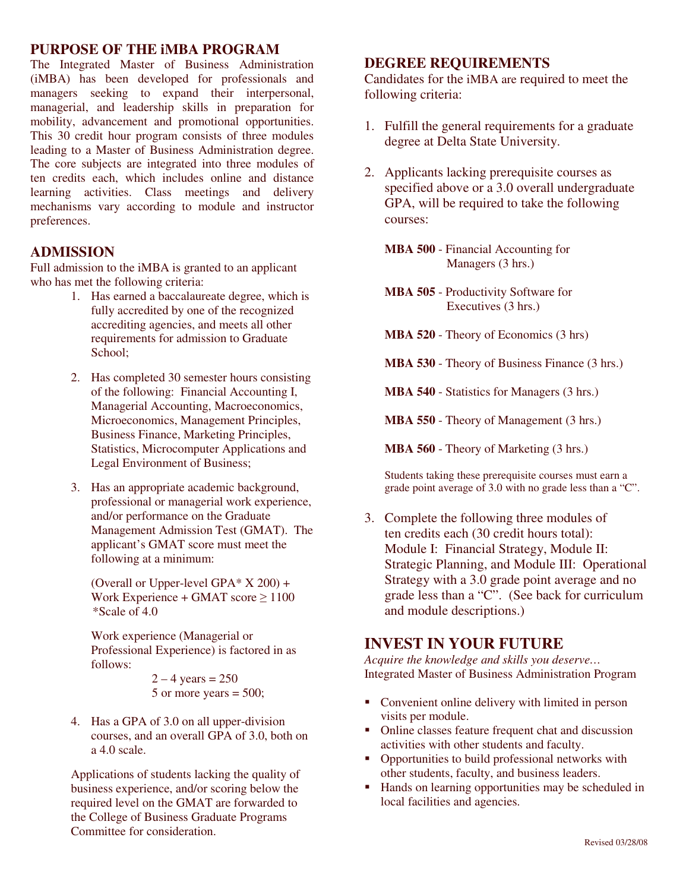## PURPOSE OF THE iMBA PROGRAM

The Integrated Master of Business Administration (iMBA) has been developed for professionals and managers seeking to expand their interpersonal, managerial, and leadership skills in preparation for mobility, advancement and promotional opportunities. This 30 credit hour program consists of three modules leading to a Master of Business Administration degree. The core subjects are integrated into three modules of ten credits each, which includes online and distance learning activities. Class meetings and delivery mechanisms vary according to module and instructor preferences.

## ADMISSION

Full admission to the iMBA is granted to an applicant who has met the following criteria:

1. Has earned a baccalaureate degree, which is fully accredited by one of the recognized accrediting agencies, and meets all other requirements for admission to Graduate School;

2. Has completed 30 semester hours consisting of the following: Financial Accounting I, Managerial Accounting, Macroeconomics, Microeconomics, Management Principles, Business Finance, Marketing Principles, Statistics, Microcomputer Applications and Legal Environment of Business;

3. Has an appropriate academic background, professional or managerial work experience, and/or performance on the Graduate Management Admission Test (GMAT). The applicant's GMAT score must meet the following at a minimum:

   (Overall or Upper-level GPA* X 200) + Work Experience + GMAT score ≥ 1100
   *Scale of 4.0

   Work experience (Managerial or Professional Experience) is factored in as follows:

   2 – 4 years = 250
   5 or more years = 500;

4. Has a GPA of 3.0 on all upper-division courses, and an overall GPA of 3.0, both on a 4.0 scale.

Applications of students lacking the quality of business experience, and/or scoring below the required level on the GMAT are forwarded to the College of Business Graduate Programs Committee for consideration.

## DEGREE REQUIREMENTS

Candidates for the iMBA are required to meet the following criteria:

1. Fulfill the general requirements for a graduate degree at Delta State University.

2. Applicants lacking prerequisite courses as specified above or a 3.0 overall undergraduate GPA, will be required to take the following courses:

   **MBA 500** - Financial Accounting for Managers (3 hrs.)

   **MBA 505** - Productivity Software for Executives (3 hrs.)

   **MBA 520** - Theory of Economics (3 hrs)

   **MBA 530** - Theory of Business Finance (3 hrs.)

   **MBA 540** - Statistics for Managers (3 hrs.)

   **MBA 550** - Theory of Management (3 hrs.)

   **MBA 560** - Theory of Marketing (3 hrs.)

   Students taking these prerequisite courses must earn a grade point average of 3.0 with no grade less than a "C".

3. Complete the following three modules of ten credits each (30 credit hours total): Module I: Financial Strategy, Module II: Strategic Planning, and Module III: Operational Strategy with a 3.0 grade point average and no grade less than a "C". (See back for curriculum and module descriptions.)

## INVEST IN YOUR FUTURE

*Acquire the knowledge and skills you deserve…*
Integrated Master of Business Administration Program

- Convenient online delivery with limited in person visits per module.
- Online classes feature frequent chat and discussion activities with other students and faculty.
- Opportunities to build professional networks with other students, faculty, and business leaders.
- Hands on learning opportunities may be scheduled in local facilities and agencies.

Revised 03/28/08